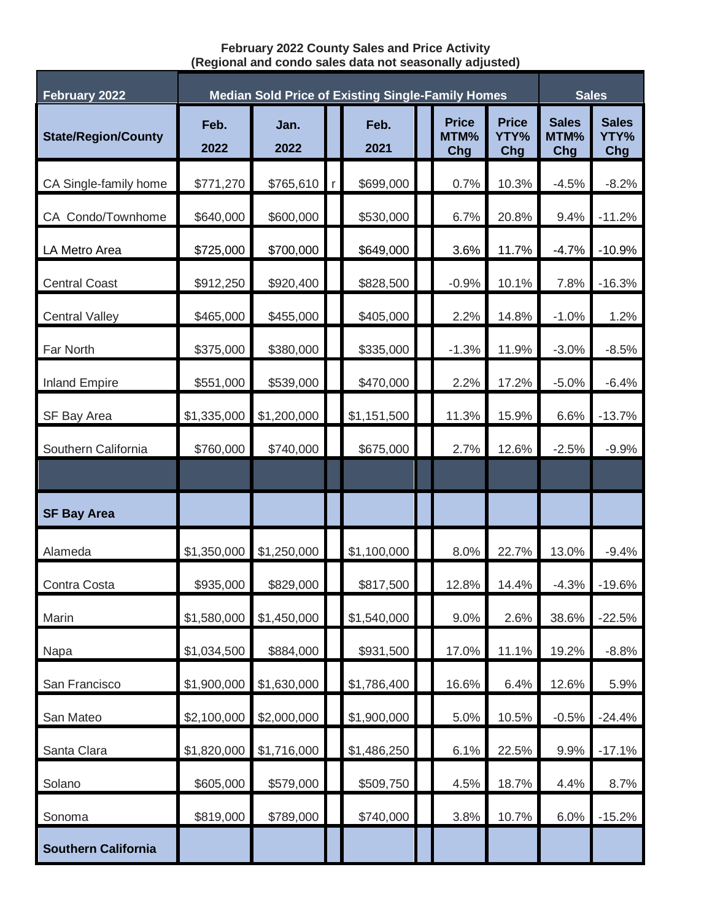**February 2022 County Sales and Price Activity**
**(Regional and condo sales data not seasonally adjusted)**

| February 2022 | Median Sold Price of Existing Single-Family Homes | | | | | | | Sales | |
|---|---|---|---|---|---|---|---|---|---|
| **State/Region/County** | **Feb. 2022** | **Jan. 2022** | | **Feb. 2021** | | **Price MTM% Chg** | **Price YTY% Chg** | **Sales MTM% Chg** | **Sales YTY% Chg** |
| CA Single-family home | $771,270 | $765,610 | r | $699,000 | | 0.7% | 10.3% | -4.5% | -8.2% |
| CA Condo/Townhome | $640,000 | $600,000 | | $530,000 | | 6.7% | 20.8% | 9.4% | -11.2% |
| LA Metro Area | $725,000 | $700,000 | | $649,000 | | 3.6% | 11.7% | -4.7% | -10.9% |
| Central Coast | $912,250 | $920,400 | | $828,500 | | -0.9% | 10.1% | 7.8% | -16.3% |
| Central Valley | $465,000 | $455,000 | | $405,000 | | 2.2% | 14.8% | -1.0% | 1.2% |
| Far North | $375,000 | $380,000 | | $335,000 | | -1.3% | 11.9% | -3.0% | -8.5% |
| Inland Empire | $551,000 | $539,000 | | $470,000 | | 2.2% | 17.2% | -5.0% | -6.4% |
| SF Bay Area | $1,335,000 | $1,200,000 | | $1,151,500 | | 11.3% | 15.9% | 6.6% | -13.7% |
| Southern California | $760,000 | $740,000 | | $675,000 | | 2.7% | 12.6% | -2.5% | -9.9% |
| | | | | | | | | | |
| **SF Bay Area** | | | | | | | | | |
| Alameda | $1,350,000 | $1,250,000 | | $1,100,000 | | 8.0% | 22.7% | 13.0% | -9.4% |
| Contra Costa | $935,000 | $829,000 | | $817,500 | | 12.8% | 14.4% | -4.3% | -19.6% |
| Marin | $1,580,000 | $1,450,000 | | $1,540,000 | | 9.0% | 2.6% | 38.6% | -22.5% |
| Napa | $1,034,500 | $884,000 | | $931,500 | | 17.0% | 11.1% | 19.2% | -8.8% |
| San Francisco | $1,900,000 | $1,630,000 | | $1,786,400 | | 16.6% | 6.4% | 12.6% | 5.9% |
| San Mateo | $2,100,000 | $2,000,000 | | $1,900,000 | | 5.0% | 10.5% | -0.5% | -24.4% |
| Santa Clara | $1,820,000 | $1,716,000 | | $1,486,250 | | 6.1% | 22.5% | 9.9% | -17.1% |
| Solano | $605,000 | $579,000 | | $509,750 | | 4.5% | 18.7% | 4.4% | 8.7% |
| Sonoma | $819,000 | $789,000 | | $740,000 | | 3.8% | 10.7% | 6.0% | -15.2% |
| **Southern California** | | | | | | | | | |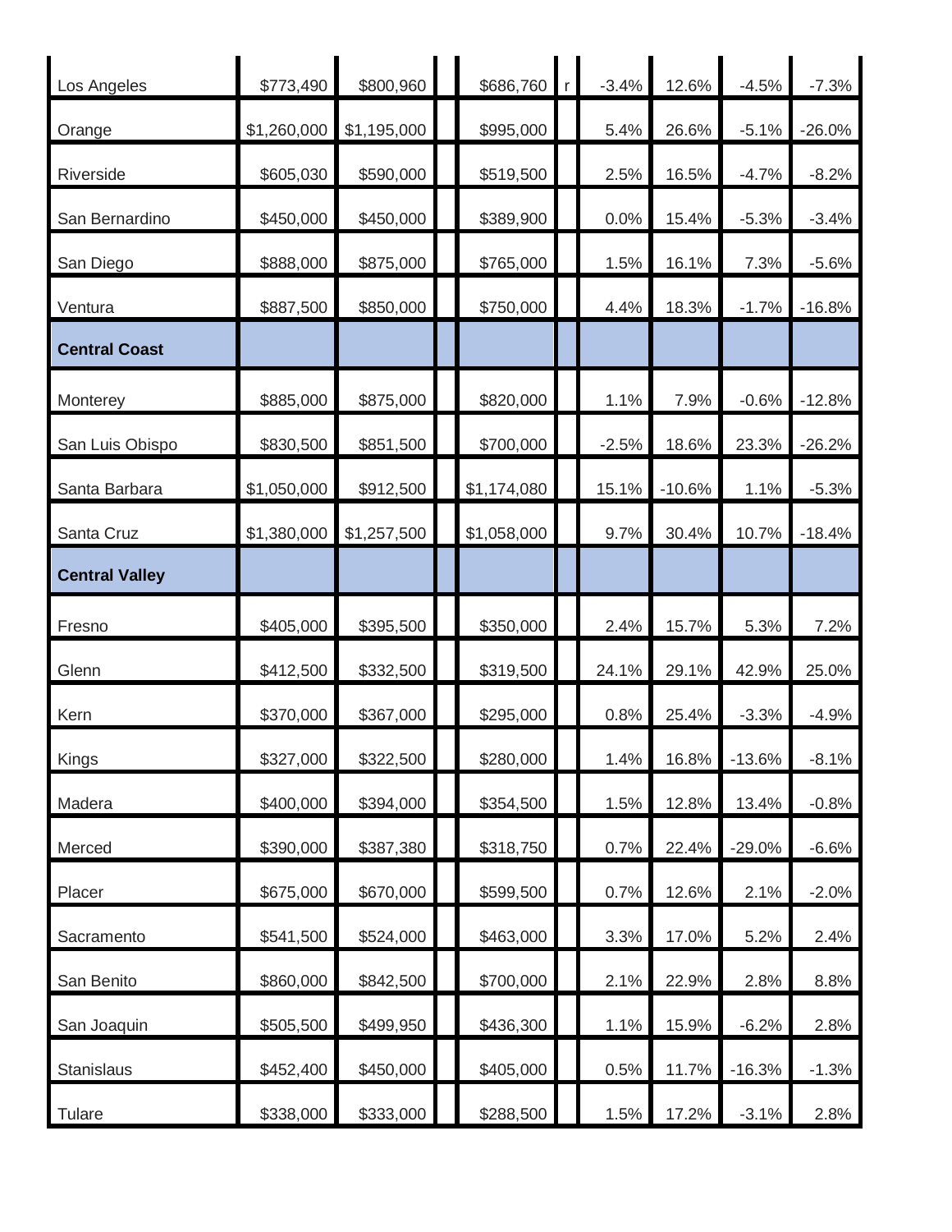| | | | | | | | | | | |
|---|---|---|---|---|---|---|---|---|---|---|
| Los Angeles | $773,490 | $800,960 | | $686,760 | r | -3.4% | 12.6% | -4.5% | -7.3% |
| Orange | $1,260,000 | $1,195,000 | | $995,000 | | 5.4% | 26.6% | -5.1% | -26.0% |
| Riverside | $605,030 | $590,000 | | $519,500 | | 2.5% | 16.5% | -4.7% | -8.2% |
| San Bernardino | $450,000 | $450,000 | | $389,900 | | 0.0% | 15.4% | -5.3% | -3.4% |
| San Diego | $888,000 | $875,000 | | $765,000 | | 1.5% | 16.1% | 7.3% | -5.6% |
| Ventura | $887,500 | $850,000 | | $750,000 | | 4.4% | 18.3% | -1.7% | -16.8% |
| **Central Coast** | | | | | | | | | |
| Monterey | $885,000 | $875,000 | | $820,000 | | 1.1% | 7.9% | -0.6% | -12.8% |
| San Luis Obispo | $830,500 | $851,500 | | $700,000 | | -2.5% | 18.6% | 23.3% | -26.2% |
| Santa Barbara | $1,050,000 | $912,500 | | $1,174,080 | | 15.1% | -10.6% | 1.1% | -5.3% |
| Santa Cruz | $1,380,000 | $1,257,500 | | $1,058,000 | | 9.7% | 30.4% | 10.7% | -18.4% |
| **Central Valley** | | | | | | | | | |
| Fresno | $405,000 | $395,500 | | $350,000 | | 2.4% | 15.7% | 5.3% | 7.2% |
| Glenn | $412,500 | $332,500 | | $319,500 | | 24.1% | 29.1% | 42.9% | 25.0% |
| Kern | $370,000 | $367,000 | | $295,000 | | 0.8% | 25.4% | -3.3% | -4.9% |
| Kings | $327,000 | $322,500 | | $280,000 | | 1.4% | 16.8% | -13.6% | -8.1% |
| Madera | $400,000 | $394,000 | | $354,500 | | 1.5% | 12.8% | 13.4% | -0.8% |
| Merced | $390,000 | $387,380 | | $318,750 | | 0.7% | 22.4% | -29.0% | -6.6% |
| Placer | $675,000 | $670,000 | | $599,500 | | 0.7% | 12.6% | 2.1% | -2.0% |
| Sacramento | $541,500 | $524,000 | | $463,000 | | 3.3% | 17.0% | 5.2% | 2.4% |
| San Benito | $860,000 | $842,500 | | $700,000 | | 2.1% | 22.9% | 2.8% | 8.8% |
| San Joaquin | $505,500 | $499,950 | | $436,300 | | 1.1% | 15.9% | -6.2% | 2.8% |
| Stanislaus | $452,400 | $450,000 | | $405,000 | | 0.5% | 11.7% | -16.3% | -1.3% |
| Tulare | $338,000 | $333,000 | | $288,500 | | 1.5% | 17.2% | -3.1% | 2.8% |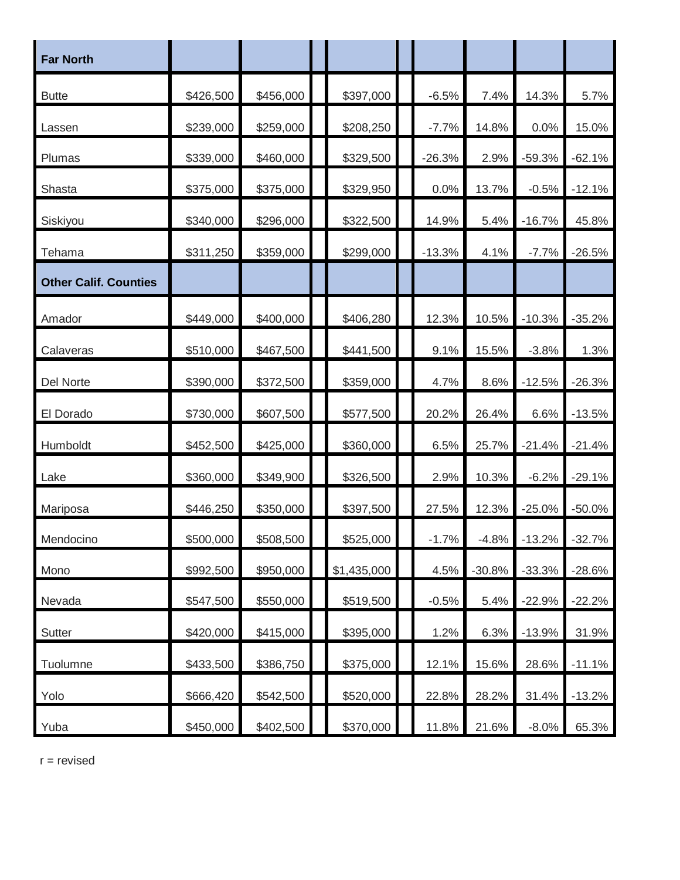| Far North | | | | | | | | | |
|---|---|---|---|---|---|---|---|---|---|
| Butte | $426,500 | $456,000 | | $397,000 | | -6.5% | 7.4% | 14.3% | 5.7% |
| Lassen | $239,000 | $259,000 | | $208,250 | | -7.7% | 14.8% | 0.0% | 15.0% |
| Plumas | $339,000 | $460,000 | | $329,500 | | -26.3% | 2.9% | -59.3% | -62.1% |
| Shasta | $375,000 | $375,000 | | $329,950 | | 0.0% | 13.7% | -0.5% | -12.1% |
| Siskiyou | $340,000 | $296,000 | | $322,500 | | 14.9% | 5.4% | -16.7% | 45.8% |
| Tehama | $311,250 | $359,000 | | $299,000 | | -13.3% | 4.1% | -7.7% | -26.5% |
| **Other Calif. Counties** | | | | | | | | | |
| Amador | $449,000 | $400,000 | | $406,280 | | 12.3% | 10.5% | -10.3% | -35.2% |
| Calaveras | $510,000 | $467,500 | | $441,500 | | 9.1% | 15.5% | -3.8% | 1.3% |
| Del Norte | $390,000 | $372,500 | | $359,000 | | 4.7% | 8.6% | -12.5% | -26.3% |
| El Dorado | $730,000 | $607,500 | | $577,500 | | 20.2% | 26.4% | 6.6% | -13.5% |
| Humboldt | $452,500 | $425,000 | | $360,000 | | 6.5% | 25.7% | -21.4% | -21.4% |
| Lake | $360,000 | $349,900 | | $326,500 | | 2.9% | 10.3% | -6.2% | -29.1% |
| Mariposa | $446,250 | $350,000 | | $397,500 | | 27.5% | 12.3% | -25.0% | -50.0% |
| Mendocino | $500,000 | $508,500 | | $525,000 | | -1.7% | -4.8% | -13.2% | -32.7% |
| Mono | $992,500 | $950,000 | | $1,435,000 | | 4.5% | -30.8% | -33.3% | -28.6% |
| Nevada | $547,500 | $550,000 | | $519,500 | | -0.5% | 5.4% | -22.9% | -22.2% |
| Sutter | $420,000 | $415,000 | | $395,000 | | 1.2% | 6.3% | -13.9% | 31.9% |
| Tuolumne | $433,500 | $386,750 | | $375,000 | | 12.1% | 15.6% | 28.6% | -11.1% |
| Yolo | $666,420 | $542,500 | | $520,000 | | 22.8% | 28.2% | 31.4% | -13.2% |
| Yuba | $450,000 | $402,500 | | $370,000 | | 11.8% | 21.6% | -8.0% | 65.3% |

r = revised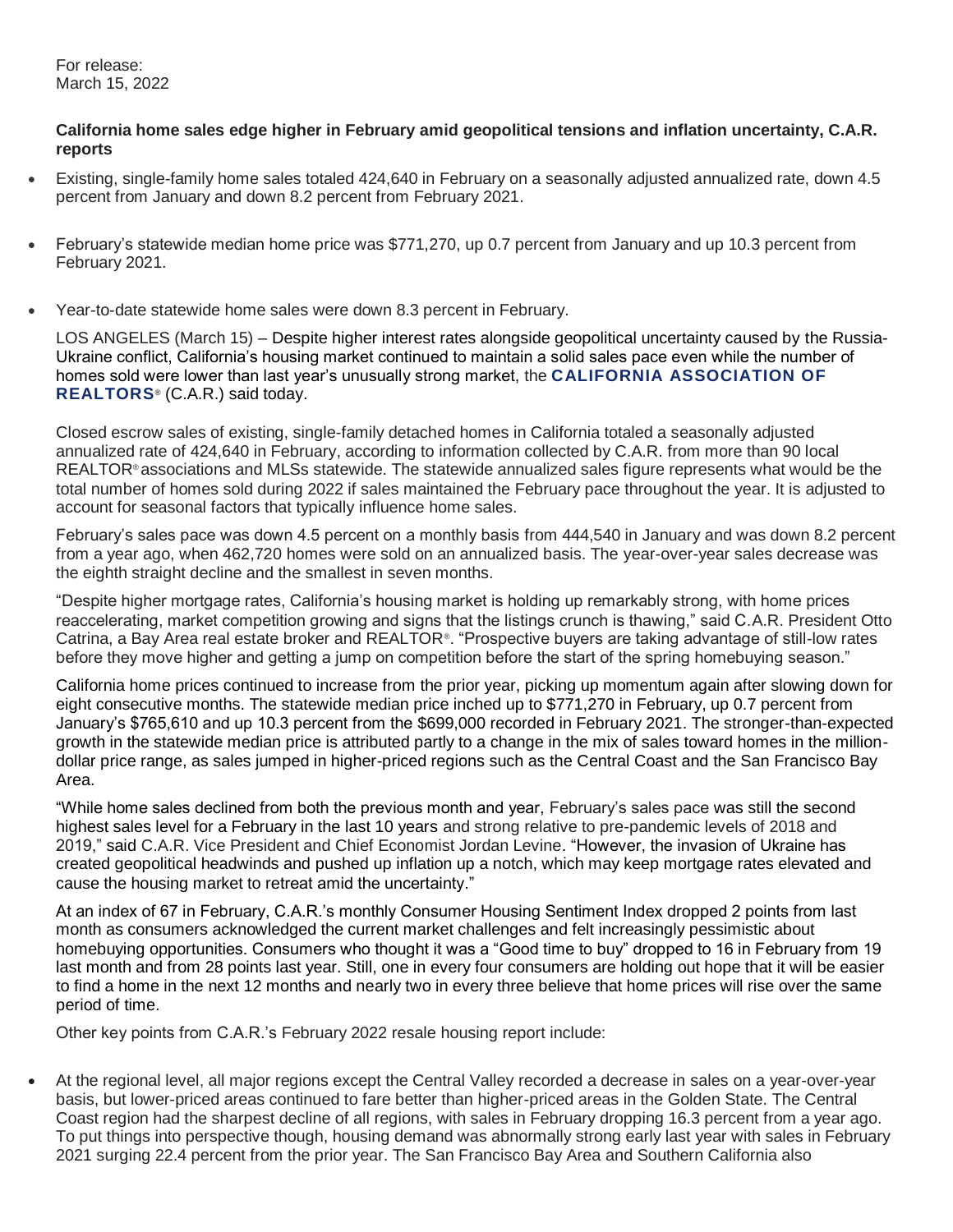For release:
March 15, 2022

**California home sales edge higher in February amid geopolitical tensions and inflation uncertainty, C.A.R. reports**

- Existing, single-family home sales totaled 424,640 in February on a seasonally adjusted annualized rate, down 4.5 percent from January and down 8.2 percent from February 2021.
- February's statewide median home price was $771,270, up 0.7 percent from January and up 10.3 percent from February 2021.
- Year-to-date statewide home sales were down 8.3 percent in February.

LOS ANGELES (March 15) – Despite higher interest rates alongside geopolitical uncertainty caused by the Russia-Ukraine conflict, California's housing market continued to maintain a solid sales pace even while the number of homes sold were lower than last year's unusually strong market, the **CALIFORNIA ASSOCIATION OF REALTORS®** (C.A.R.) said today.

Closed escrow sales of existing, single-family detached homes in California totaled a seasonally adjusted annualized rate of 424,640 in February, according to information collected by C.A.R. from more than 90 local REALTOR® associations and MLSs statewide. The statewide annualized sales figure represents what would be the total number of homes sold during 2022 if sales maintained the February pace throughout the year. It is adjusted to account for seasonal factors that typically influence home sales.

February's sales pace was down 4.5 percent on a monthly basis from 444,540 in January and was down 8.2 percent from a year ago, when 462,720 homes were sold on an annualized basis. The year-over-year sales decrease was the eighth straight decline and the smallest in seven months.

"Despite higher mortgage rates, California's housing market is holding up remarkably strong, with home prices reaccelerating, market competition growing and signs that the listings crunch is thawing," said C.A.R. President Otto Catrina, a Bay Area real estate broker and REALTOR®. "Prospective buyers are taking advantage of still-low rates before they move higher and getting a jump on competition before the start of the spring homebuying season."

California home prices continued to increase from the prior year, picking up momentum again after slowing down for eight consecutive months. The statewide median price inched up to $771,270 in February, up 0.7 percent from January's $765,610 and up 10.3 percent from the $699,000 recorded in February 2021. The stronger-than-expected growth in the statewide median price is attributed partly to a change in the mix of sales toward homes in the million-dollar price range, as sales jumped in higher-priced regions such as the Central Coast and the San Francisco Bay Area.

"While home sales declined from both the previous month and year, February's sales pace was still the second highest sales level for a February in the last 10 years and strong relative to pre-pandemic levels of 2018 and 2019," said C.A.R. Vice President and Chief Economist Jordan Levine. "However, the invasion of Ukraine has created geopolitical headwinds and pushed up inflation up a notch, which may keep mortgage rates elevated and cause the housing market to retreat amid the uncertainty."

At an index of 67 in February, C.A.R.'s monthly Consumer Housing Sentiment Index dropped 2 points from last month as consumers acknowledged the current market challenges and felt increasingly pessimistic about homebuying opportunities. Consumers who thought it was a "Good time to buy" dropped to 16 in February from 19 last month and from 28 points last year. Still, one in every four consumers are holding out hope that it will be easier to find a home in the next 12 months and nearly two in every three believe that home prices will rise over the same period of time.

Other key points from C.A.R.'s February 2022 resale housing report include:

- At the regional level, all major regions except the Central Valley recorded a decrease in sales on a year-over-year basis, but lower-priced areas continued to fare better than higher-priced areas in the Golden State. The Central Coast region had the sharpest decline of all regions, with sales in February dropping 16.3 percent from a year ago. To put things into perspective though, housing demand was abnormally strong early last year with sales in February 2021 surging 22.4 percent from the prior year. The San Francisco Bay Area and Southern California also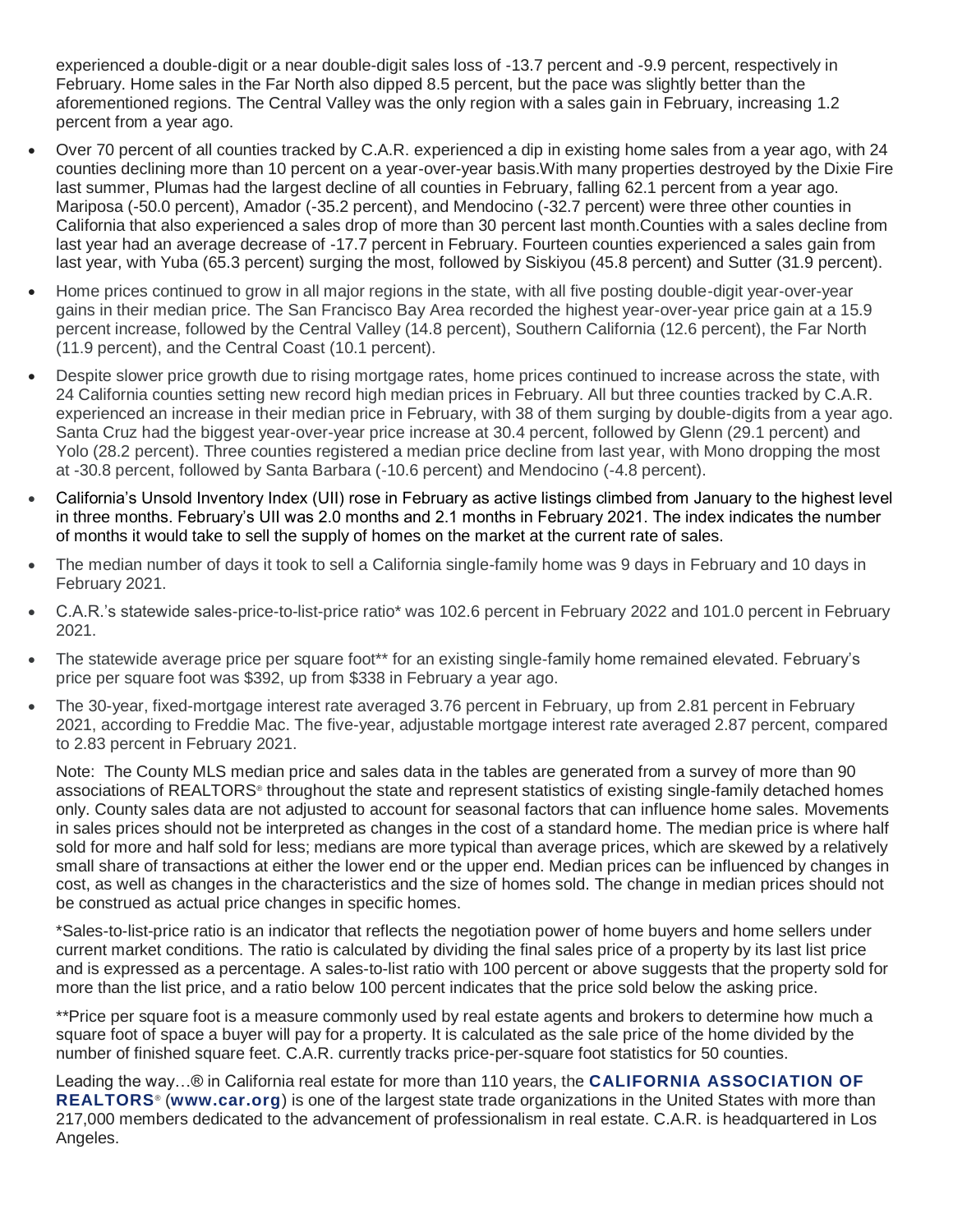experienced a double-digit or a near double-digit sales loss of -13.7 percent and -9.9 percent, respectively in February. Home sales in the Far North also dipped 8.5 percent, but the pace was slightly better than the aforementioned regions. The Central Valley was the only region with a sales gain in February, increasing 1.2 percent from a year ago.

- Over 70 percent of all counties tracked by C.A.R. experienced a dip in existing home sales from a year ago, with 24 counties declining more than 10 percent on a year-over-year basis.With many properties destroyed by the Dixie Fire last summer, Plumas had the largest decline of all counties in February, falling 62.1 percent from a year ago. Mariposa (-50.0 percent), Amador (-35.2 percent), and Mendocino (-32.7 percent) were three other counties in California that also experienced a sales drop of more than 30 percent last month.Counties with a sales decline from last year had an average decrease of -17.7 percent in February. Fourteen counties experienced a sales gain from last year, with Yuba (65.3 percent) surging the most, followed by Siskiyou (45.8 percent) and Sutter (31.9 percent).
- Home prices continued to grow in all major regions in the state, with all five posting double-digit year-over-year gains in their median price. The San Francisco Bay Area recorded the highest year-over-year price gain at a 15.9 percent increase, followed by the Central Valley (14.8 percent), Southern California (12.6 percent), the Far North (11.9 percent), and the Central Coast (10.1 percent).
- Despite slower price growth due to rising mortgage rates, home prices continued to increase across the state, with 24 California counties setting new record high median prices in February. All but three counties tracked by C.A.R. experienced an increase in their median price in February, with 38 of them surging by double-digits from a year ago. Santa Cruz had the biggest year-over-year price increase at 30.4 percent, followed by Glenn (29.1 percent) and Yolo (28.2 percent). Three counties registered a median price decline from last year, with Mono dropping the most at -30.8 percent, followed by Santa Barbara (-10.6 percent) and Mendocino (-4.8 percent).
- California's Unsold Inventory Index (UII) rose in February as active listings climbed from January to the highest level in three months. February's UII was 2.0 months and 2.1 months in February 2021. The index indicates the number of months it would take to sell the supply of homes on the market at the current rate of sales.
- The median number of days it took to sell a California single-family home was 9 days in February and 10 days in February 2021.
- C.A.R.'s statewide sales-price-to-list-price ratio* was 102.6 percent in February 2022 and 101.0 percent in February 2021.
- The statewide average price per square foot** for an existing single-family home remained elevated. February's price per square foot was $392, up from $338 in February a year ago.
- The 30-year, fixed-mortgage interest rate averaged 3.76 percent in February, up from 2.81 percent in February 2021, according to Freddie Mac. The five-year, adjustable mortgage interest rate averaged 2.87 percent, compared to 2.83 percent in February 2021.

Note: The County MLS median price and sales data in the tables are generated from a survey of more than 90 associations of REALTORS® throughout the state and represent statistics of existing single-family detached homes only. County sales data are not adjusted to account for seasonal factors that can influence home sales. Movements in sales prices should not be interpreted as changes in the cost of a standard home. The median price is where half sold for more and half sold for less; medians are more typical than average prices, which are skewed by a relatively small share of transactions at either the lower end or the upper end. Median prices can be influenced by changes in cost, as well as changes in the characteristics and the size of homes sold. The change in median prices should not be construed as actual price changes in specific homes.

*Sales-to-list-price ratio is an indicator that reflects the negotiation power of home buyers and home sellers under current market conditions. The ratio is calculated by dividing the final sales price of a property by its last list price and is expressed as a percentage. A sales-to-list ratio with 100 percent or above suggests that the property sold for more than the list price, and a ratio below 100 percent indicates that the price sold below the asking price.

**Price per square foot is a measure commonly used by real estate agents and brokers to determine how much a square foot of space a buyer will pay for a property. It is calculated as the sale price of the home divided by the number of finished square feet. C.A.R. currently tracks price-per-square foot statistics for 50 counties.

Leading the way…® in California real estate for more than 110 years, the **CALIFORNIA ASSOCIATION OF REALTORS®** (**www.car.org**) is one of the largest state trade organizations in the United States with more than 217,000 members dedicated to the advancement of professionalism in real estate. C.A.R. is headquartered in Los Angeles.